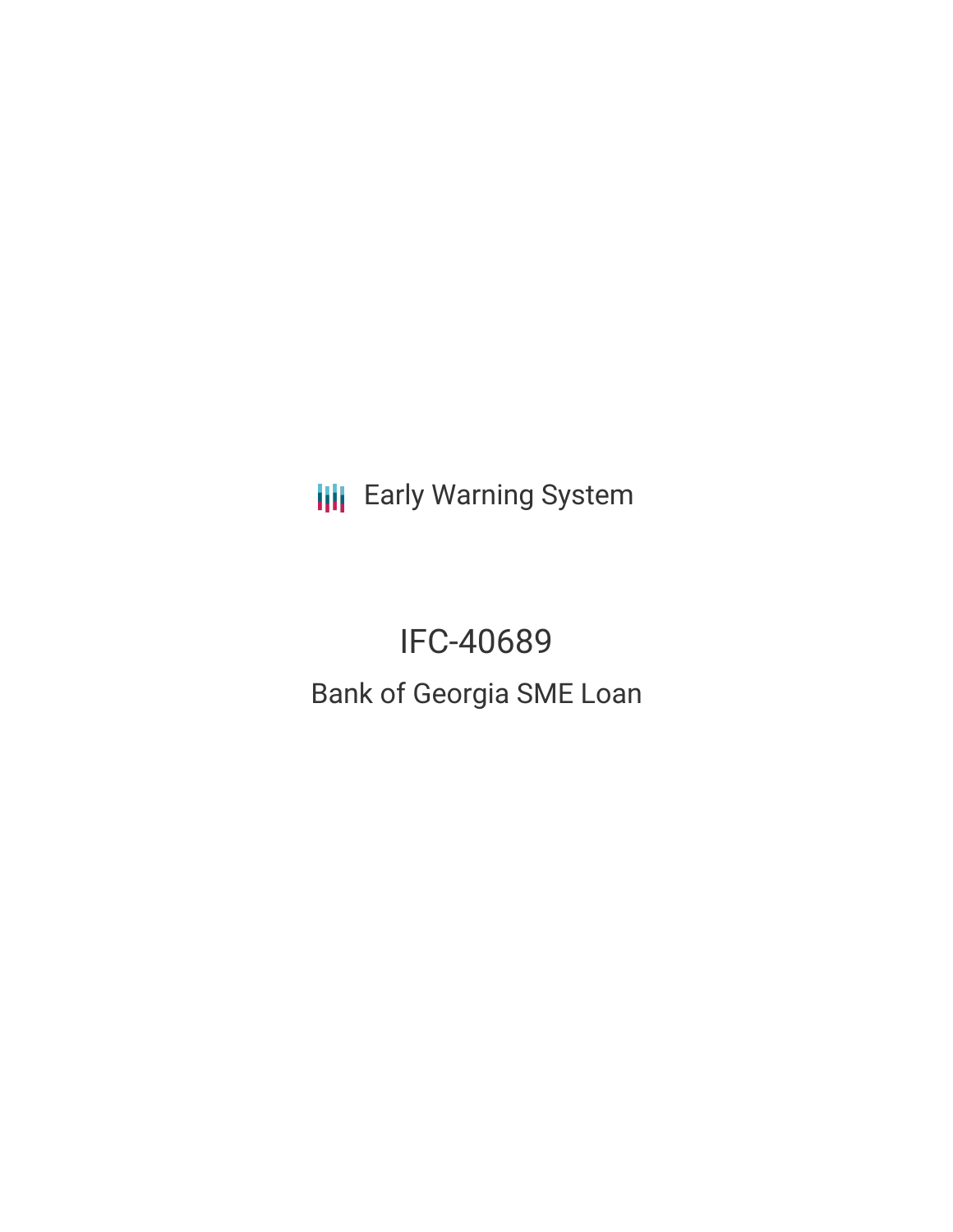Early Warning System

# IFC-40689

## Bank of Georgia SME Loan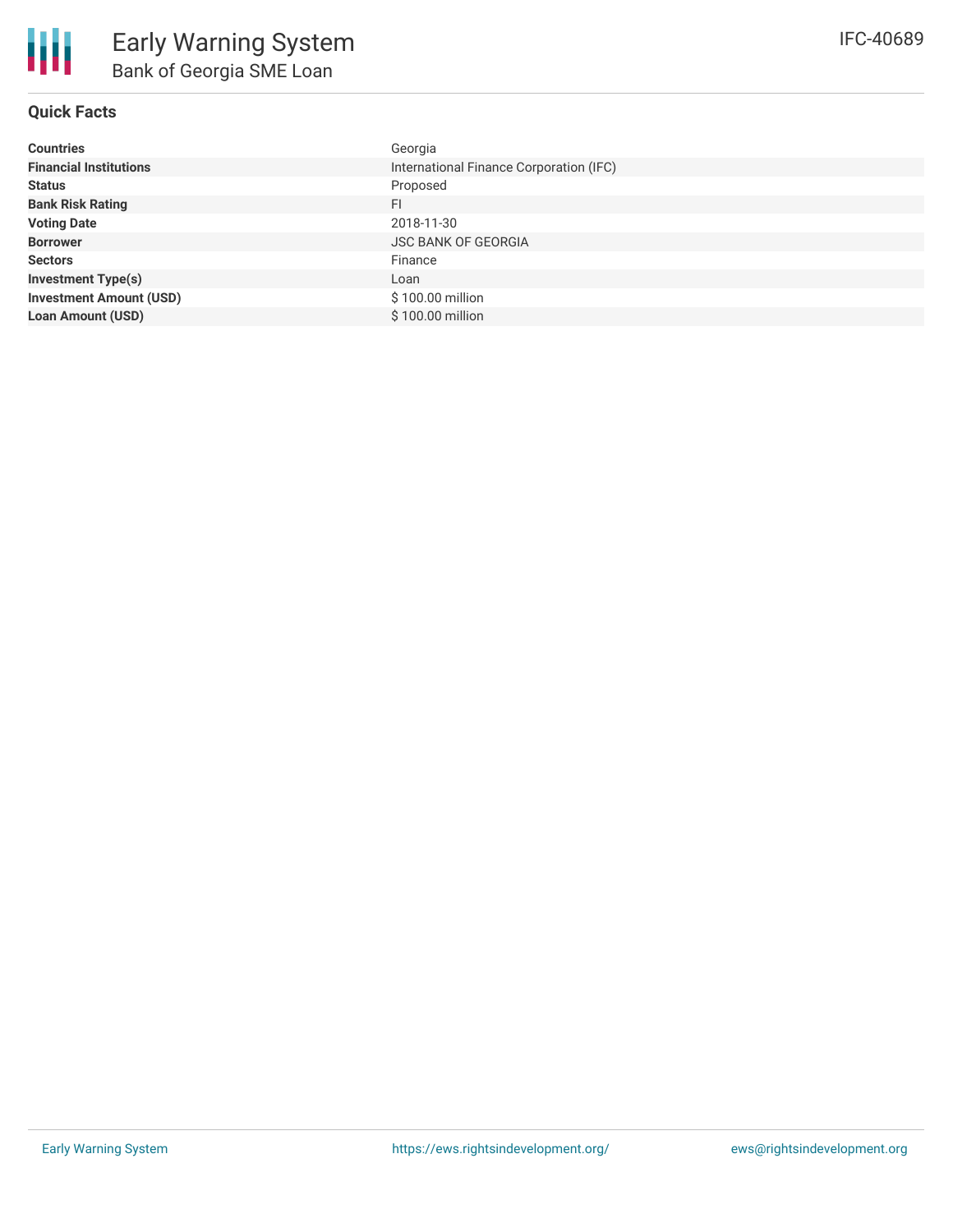# Early Warning System

## Bank of Georgia SME Loan

IFC-40689

### Quick Facts

| | |
|---|---|
| **Countries** | Georgia |
| **Financial Institutions** | International Finance Corporation (IFC) |
| **Status** | Proposed |
| **Bank Risk Rating** | FI |
| **Voting Date** | 2018-11-30 |
| **Borrower** | JSC BANK OF GEORGIA |
| **Sectors** | Finance |
| **Investment Type(s)** | Loan |
| **Investment Amount (USD)** | $ 100.00 million |
| **Loan Amount (USD)** | $ 100.00 million |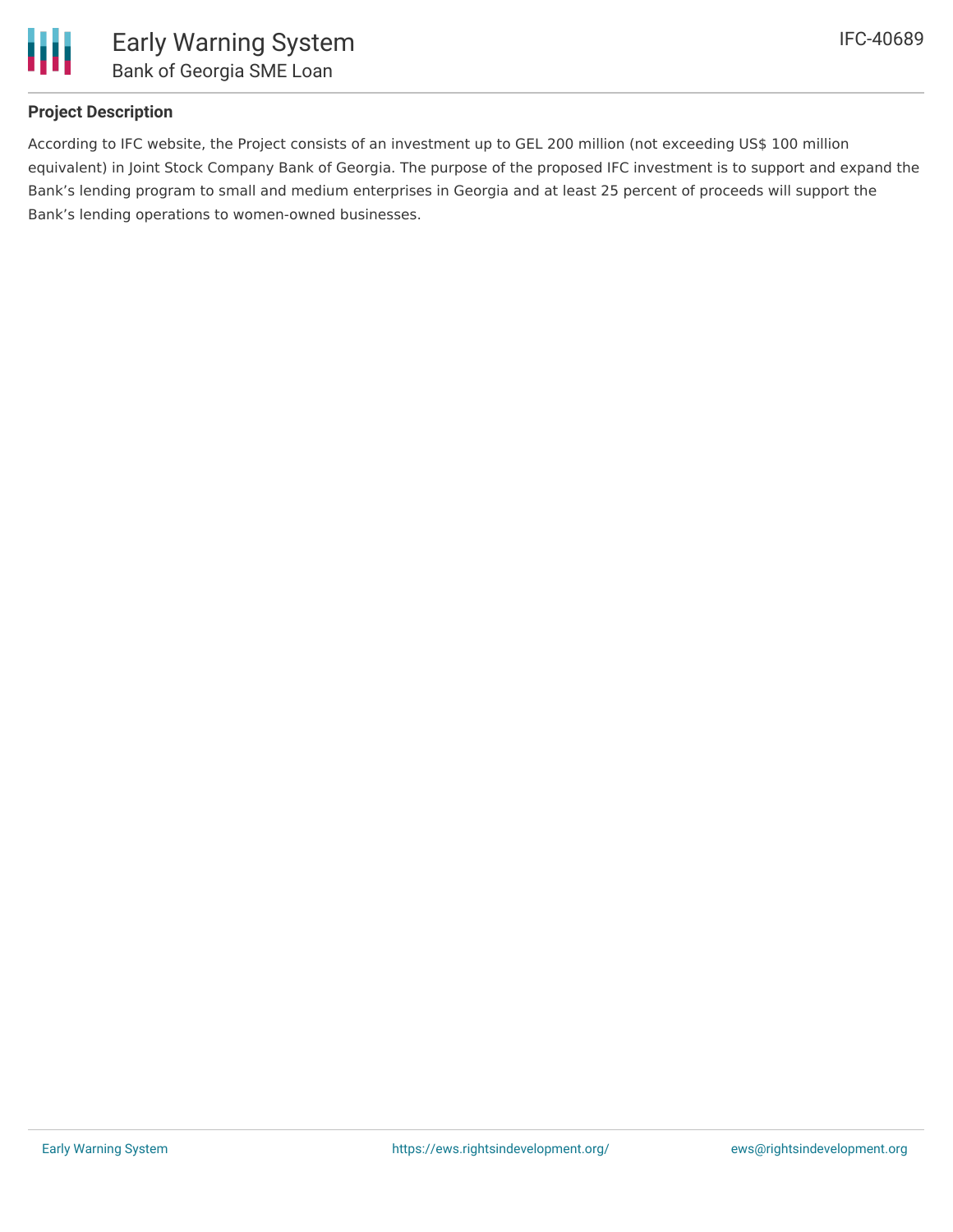**Project Description**

According to IFC website, the Project consists of an investment up to GEL 200 million (not exceeding US$ 100 million equivalent) in Joint Stock Company Bank of Georgia. The purpose of the proposed IFC investment is to support and expand the Bank's lending program to small and medium enterprises in Georgia and at least 25 percent of proceeds will support the Bank's lending operations to women-owned businesses.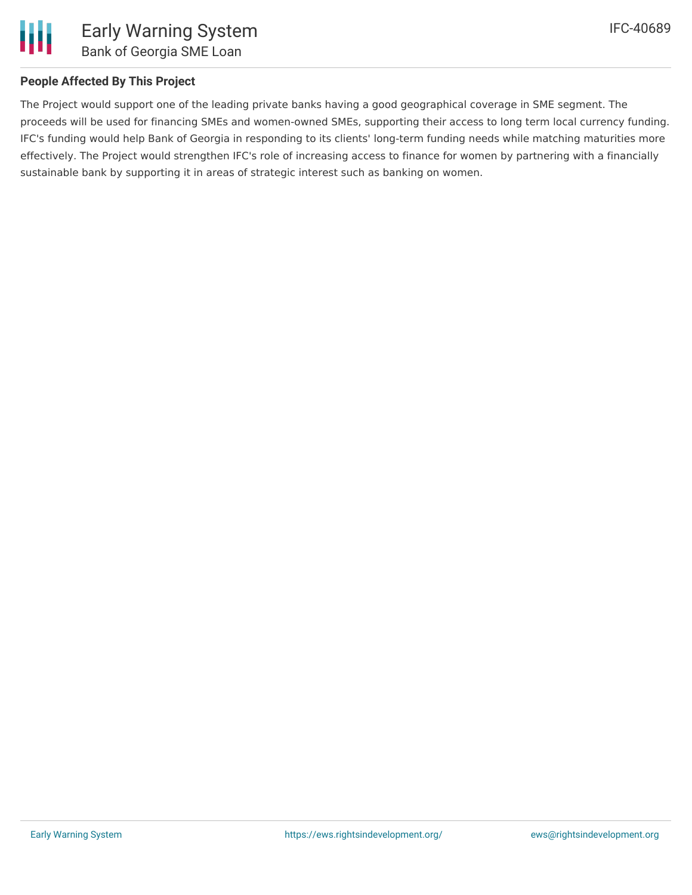### People Affected By This Project

The Project would support one of the leading private banks having a good geographical coverage in SME segment. The proceeds will be used for financing SMEs and women-owned SMEs, supporting their access to long term local currency funding. IFC's funding would help Bank of Georgia in responding to its clients' long-term funding needs while matching maturities more effectively. The Project would strengthen IFC's role of increasing access to finance for women by partnering with a financially sustainable bank by supporting it in areas of strategic interest such as banking on women.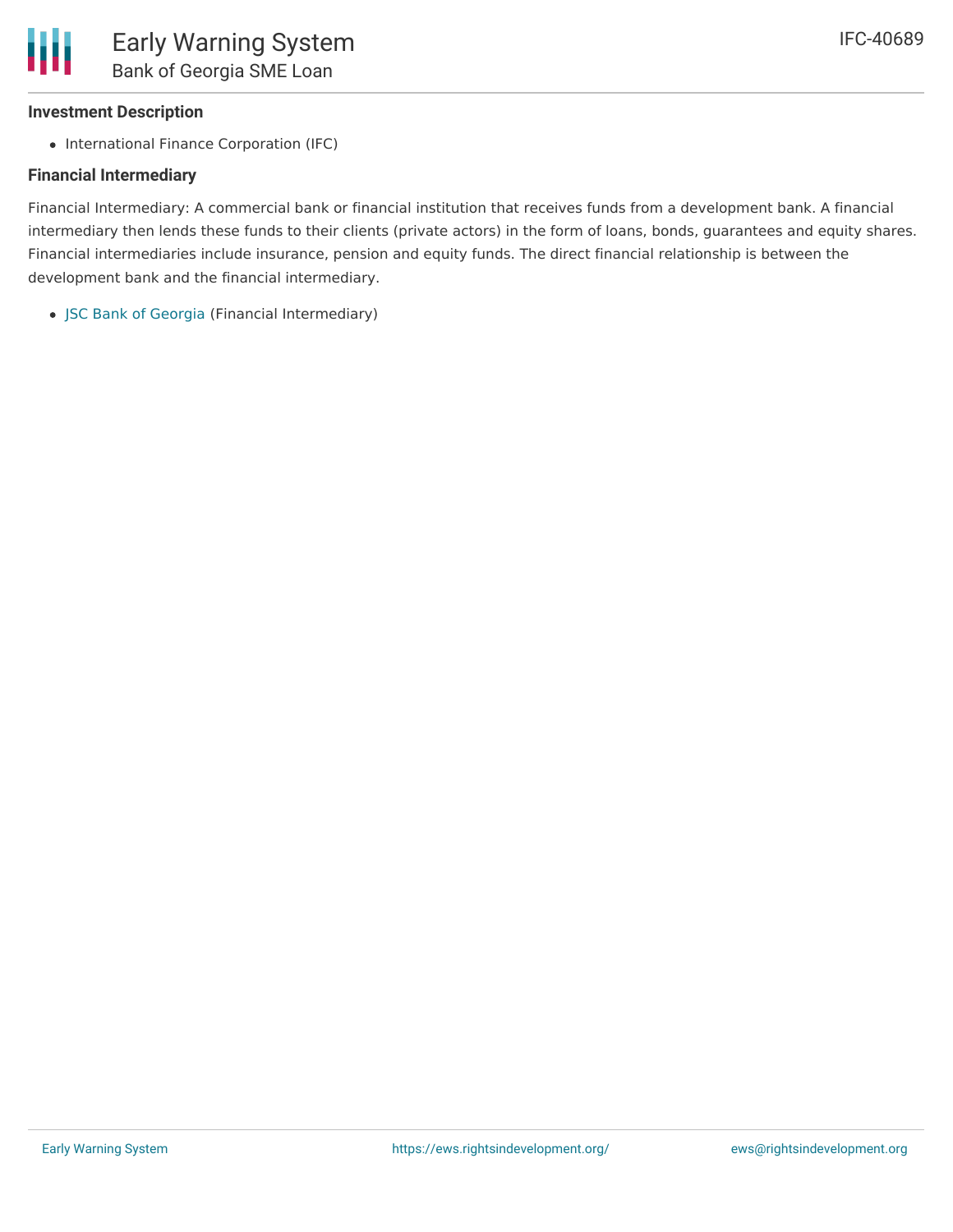#### Investment Description

- International Finance Corporation (IFC)

#### Financial Intermediary

Financial Intermediary: A commercial bank or financial institution that receives funds from a development bank. A financial intermediary then lends these funds to their clients (private actors) in the form of loans, bonds, guarantees and equity shares. Financial intermediaries include insurance, pension and equity funds. The direct financial relationship is between the development bank and the financial intermediary.

- JSC Bank of Georgia (Financial Intermediary)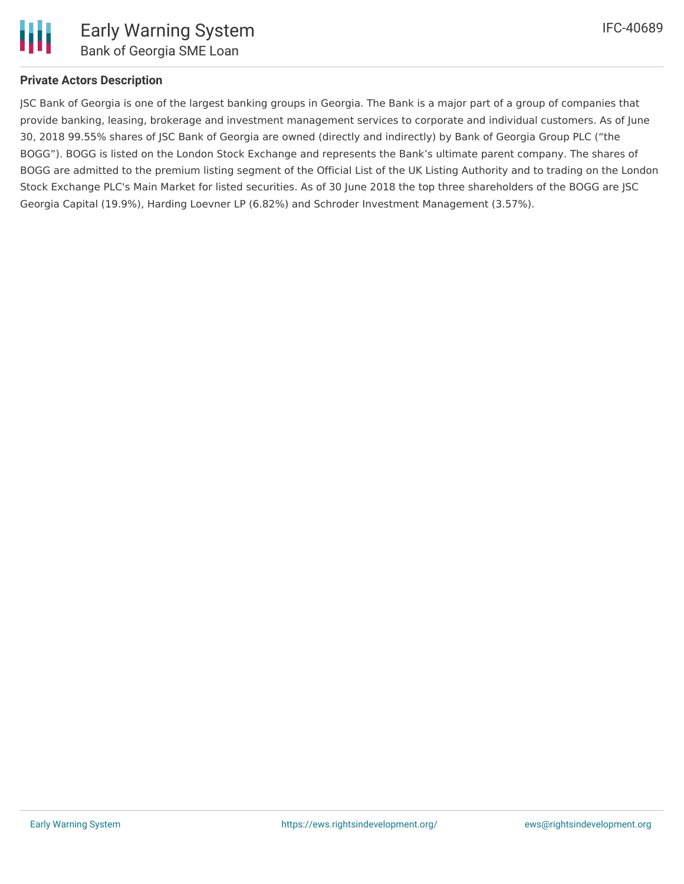## Private Actors Description

JSC Bank of Georgia is one of the largest banking groups in Georgia. The Bank is a major part of a group of companies that provide banking, leasing, brokerage and investment management services to corporate and individual customers. As of June 30, 2018 99.55% shares of JSC Bank of Georgia are owned (directly and indirectly) by Bank of Georgia Group PLC ("the BOGG"). BOGG is listed on the London Stock Exchange and represents the Bank's ultimate parent company. The shares of BOGG are admitted to the premium listing segment of the Official List of the UK Listing Authority and to trading on the London Stock Exchange PLC's Main Market for listed securities. As of 30 June 2018 the top three shareholders of the BOGG are JSC Georgia Capital (19.9%), Harding Loevner LP (6.82%) and Schroder Investment Management (3.57%).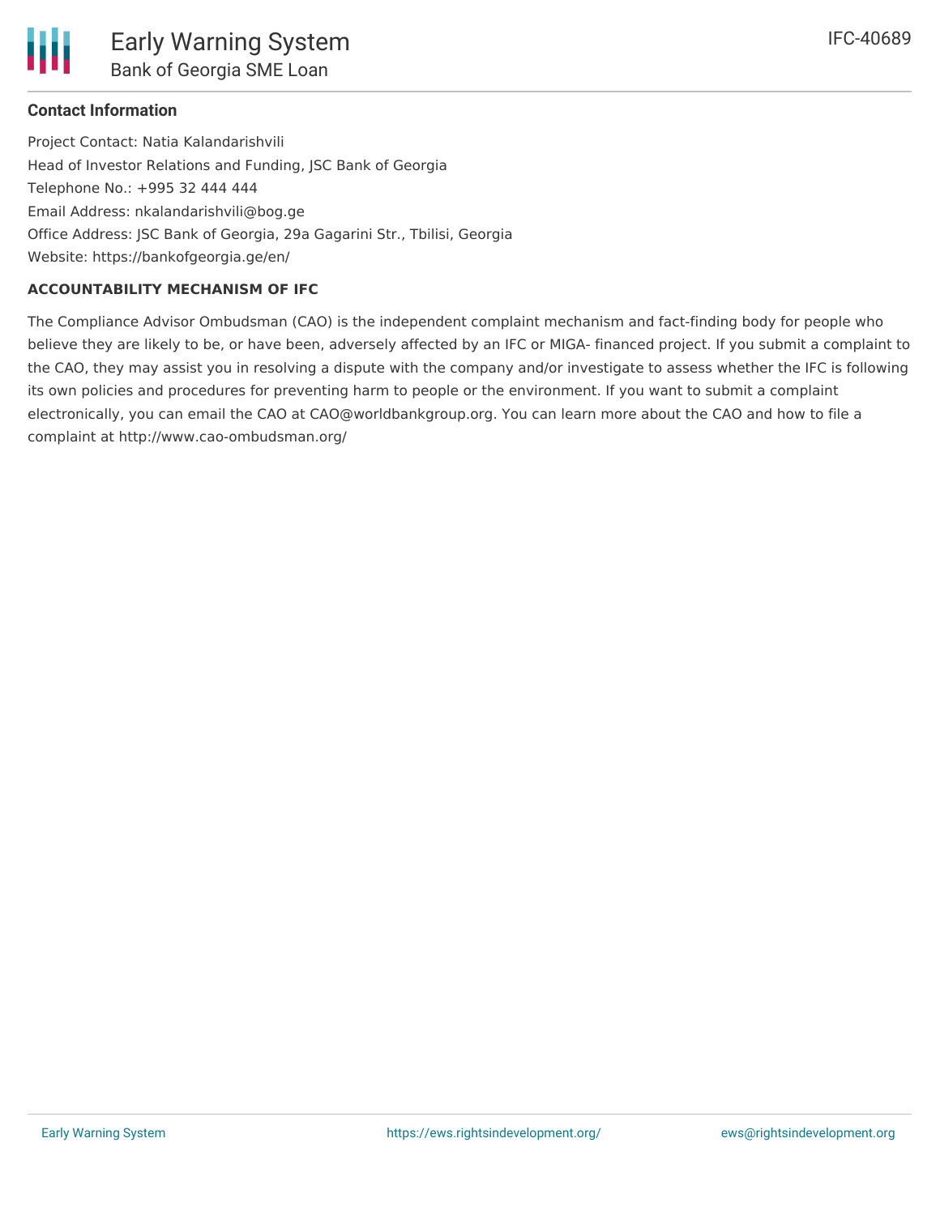#### Contact Information

Project Contact: Natia Kalandarishvili
Head of Investor Relations and Funding, JSC Bank of Georgia
Telephone No.: +995 32 444 444
Email Address: nkalandarishvili@bog.ge
Office Address: JSC Bank of Georgia, 29a Gagarini Str., Tbilisi, Georgia
Website: https://bankofgeorgia.ge/en/

**ACCOUNTABILITY MECHANISM OF IFC**

The Compliance Advisor Ombudsman (CAO) is the independent complaint mechanism and fact-finding body for people who believe they are likely to be, or have been, adversely affected by an IFC or MIGA- financed project. If you submit a complaint to the CAO, they may assist you in resolving a dispute with the company and/or investigate to assess whether the IFC is following its own policies and procedures for preventing harm to people or the environment. If you want to submit a complaint electronically, you can email the CAO at CAO@worldbankgroup.org. You can learn more about the CAO and how to file a complaint at http://www.cao-ombudsman.org/